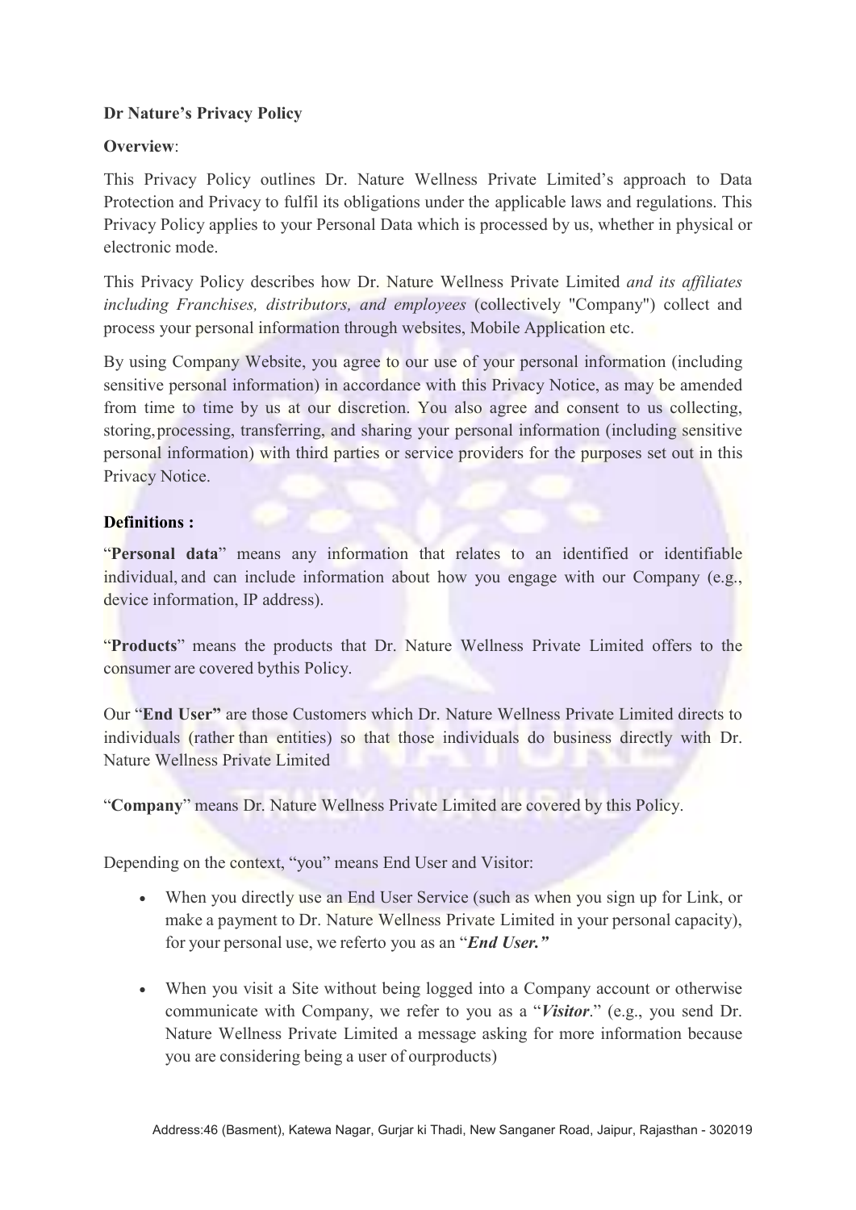**Dr Nature's Privacy Policy**

**Overview**:

This Privacy Policy outlines Dr. Nature Wellness Private Limited's approach to Data Protection and Privacy to fulfil its obligations under the applicable laws and regulations. This Privacy Policy applies to your Personal Data which is processed by us, whether in physical or electronic mode.

This Privacy Policy describes how Dr. Nature Wellness Private Limited *and its affiliates including Franchises, distributors, and employees* (collectively "Company") collect and process your personal information through websites, Mobile Application etc.

By using Company Website, you agree to our use of your personal information (including sensitive personal information) in accordance with this Privacy Notice, as may be amended from time to time by us at our discretion. You also agree and consent to us collecting, storing,processing, transferring, and sharing your personal information (including sensitive personal information) with third parties or service providers for the purposes set out in this Privacy Notice.

**Definitions :**

"**Personal data**" means any information that relates to an identified or identifiable individual, and can include information about how you engage with our Company (e.g., device information, IP address).

"**Products**" means the products that Dr. Nature Wellness Private Limited offers to the consumer are covered bythis Policy.

Our "**End User"** are those Customers which Dr. Nature Wellness Private Limited directs to individuals (rather than entities) so that those individuals do business directly with Dr. Nature Wellness Private Limited

"**Company**" means Dr. Nature Wellness Private Limited are covered by this Policy.

Depending on the context, "you" means End User and Visitor:

- When you directly use an End User Service (such as when you sign up for Link, or make a payment to Dr. Nature Wellness Private Limited in your personal capacity), for your personal use, we referto you as an "***End User."***

- When you visit a Site without being logged into a Company account or otherwise communicate with Company, we refer to you as a "***Visitor***." (e.g., you send Dr. Nature Wellness Private Limited a message asking for more information because you are considering being a user of ourproducts)

Address:46 (Basment), Katewa Nagar, Gurjar ki Thadi, New Sanganer Road, Jaipur, Rajasthan - 302019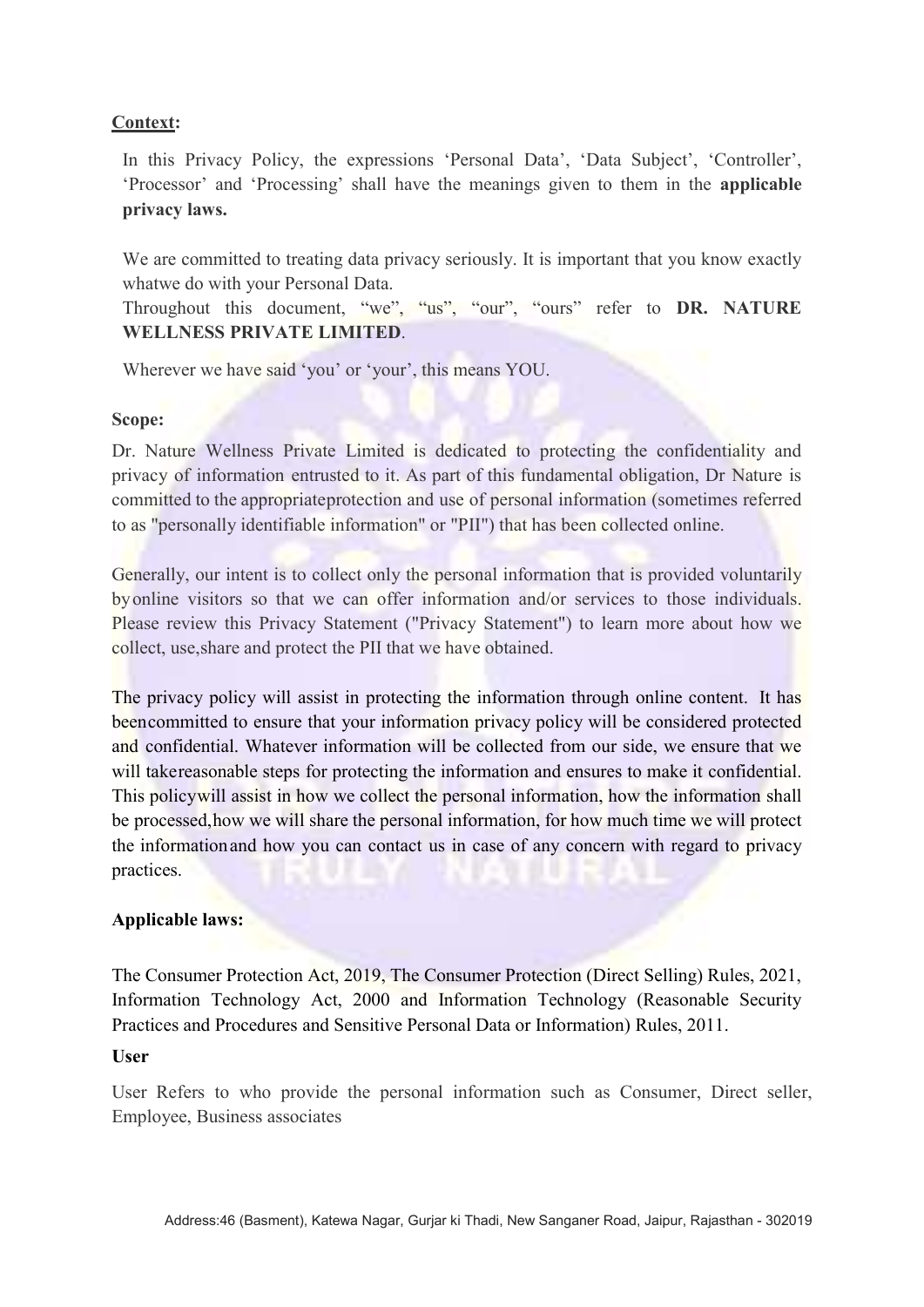**Context:**

In this Privacy Policy, the expressions 'Personal Data', 'Data Subject', 'Controller', 'Processor' and 'Processing' shall have the meanings given to them in the **applicable privacy laws.**

We are committed to treating data privacy seriously. It is important that you know exactly whatwe do with your Personal Data.

Throughout this document, "we", "us", "our", "ours" refer to **DR. NATURE WELLNESS PRIVATE LIMITED**.

Wherever we have said 'you' or 'your', this means YOU.

**Scope:**

Dr. Nature Wellness Private Limited is dedicated to protecting the confidentiality and privacy of information entrusted to it. As part of this fundamental obligation, Dr Nature is committed to the appropriateprotection and use of personal information (sometimes referred to as "personally identifiable information" or "PII") that has been collected online.

Generally, our intent is to collect only the personal information that is provided voluntarily byonline visitors so that we can offer information and/or services to those individuals. Please review this Privacy Statement ("Privacy Statement") to learn more about how we collect, use,share and protect the PII that we have obtained.

The privacy policy will assist in protecting the information through online content. It has beencommitted to ensure that your information privacy policy will be considered protected and confidential. Whatever information will be collected from our side, we ensure that we will takereasonable steps for protecting the information and ensures to make it confidential. This policywill assist in how we collect the personal information, how the information shall be processed,how we will share the personal information, for how much time we will protect the informationand how you can contact us in case of any concern with regard to privacy practices.

**Applicable laws:**

The Consumer Protection Act, 2019, The Consumer Protection (Direct Selling) Rules, 2021, Information Technology Act, 2000 and Information Technology (Reasonable Security Practices and Procedures and Sensitive Personal Data or Information) Rules, 2011.

**User**

User Refers to who provide the personal information such as Consumer, Direct seller, Employee, Business associates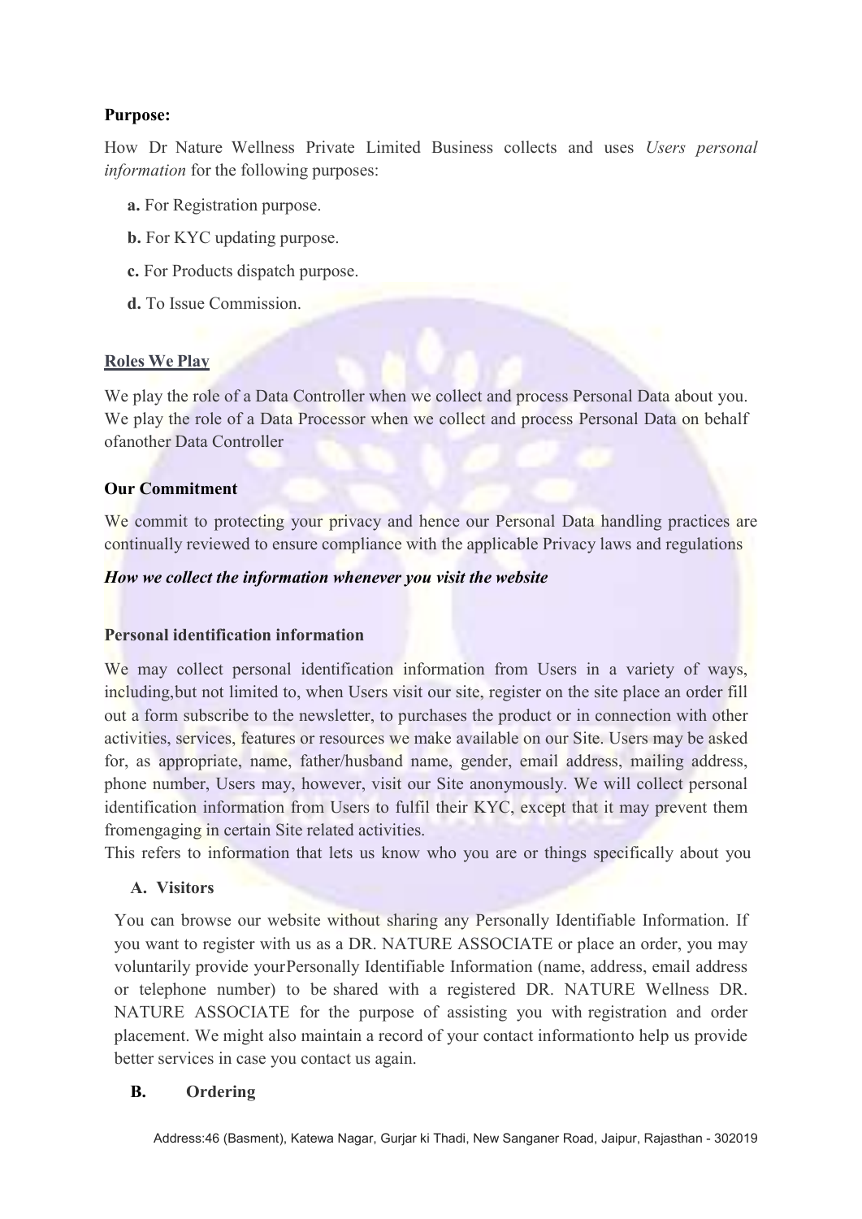**Purpose:**

How Dr Nature Wellness Private Limited Business collects and uses *Users personal information* for the following purposes:

**a.** For Registration purpose.

**b.** For KYC updating purpose.

**c.** For Products dispatch purpose.

**d.** To Issue Commission.

**Roles We Play**

We play the role of a Data Controller when we collect and process Personal Data about you. We play the role of a Data Processor when we collect and process Personal Data on behalf ofanother Data Controller

**Our Commitment**

We commit to protecting your privacy and hence our Personal Data handling practices are continually reviewed to ensure compliance with the applicable Privacy laws and regulations

***How we collect the information whenever you visit the website***

**Personal identification information**

We may collect personal identification information from Users in a variety of ways, including,but not limited to, when Users visit our site, register on the site place an order fill out a form subscribe to the newsletter, to purchases the product or in connection with other activities, services, features or resources we make available on our Site. Users may be asked for, as appropriate, name, father/husband name, gender, email address, mailing address, phone number, Users may, however, visit our Site anonymously. We will collect personal identification information from Users to fulfil their KYC, except that it may prevent them fromengaging in certain Site related activities.
This refers to information that lets us know who you are or things specifically about you

**A. Visitors**

You can browse our website without sharing any Personally Identifiable Information. If you want to register with us as a DR. NATURE ASSOCIATE or place an order, you may voluntarily provide yourPersonally Identifiable Information (name, address, email address or telephone number) to be shared with a registered DR. NATURE Wellness DR. NATURE ASSOCIATE for the purpose of assisting you with registration and order placement. We might also maintain a record of your contact informationto help us provide better services in case you contact us again.

**B. Ordering**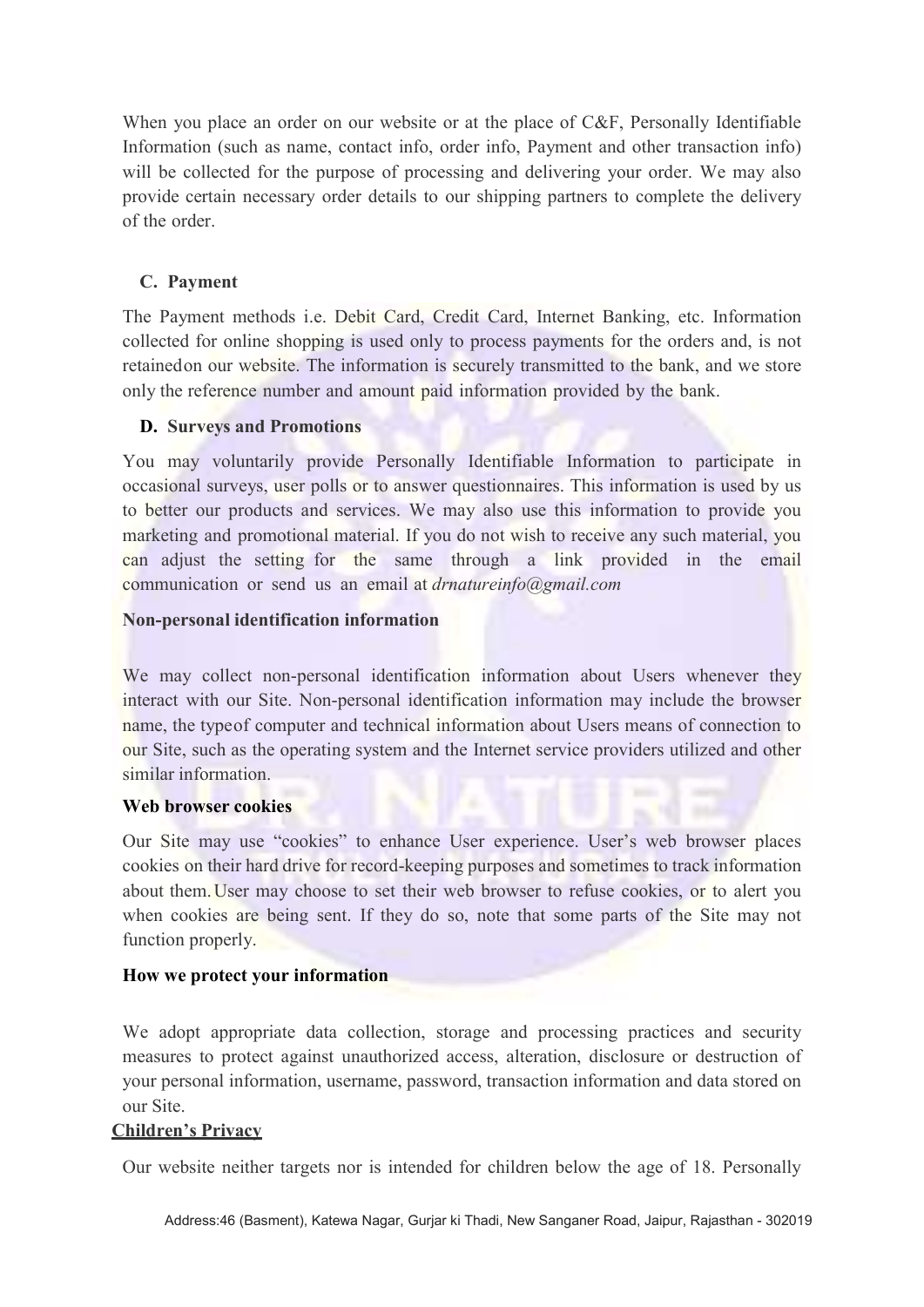When you place an order on our website or at the place of C&F, Personally Identifiable Information (such as name, contact info, order info, Payment and other transaction info) will be collected for the purpose of processing and delivering your order. We may also provide certain necessary order details to our shipping partners to complete the delivery of the order.

### C. Payment

The Payment methods i.e. Debit Card, Credit Card, Internet Banking, etc. Information collected for online shopping is used only to process payments for the orders and, is not retainedon our website. The information is securely transmitted to the bank, and we store only the reference number and amount paid information provided by the bank.

### D. Surveys and Promotions

You may voluntarily provide Personally Identifiable Information to participate in occasional surveys, user polls or to answer questionnaires. This information is used by us to better our products and services. We may also use this information to provide you marketing and promotional material. If you do not wish to receive any such material, you can adjust the setting for the same through a link provided in the email communication or send us an email at *drnatureinfo@gmail.com*

### Non-personal identification information

We may collect non-personal identification information about Users whenever they interact with our Site. Non-personal identification information may include the browser name, the typeof computer and technical information about Users means of connection to our Site, such as the operating system and the Internet service providers utilized and other similar information.

### Web browser cookies

Our Site may use "cookies" to enhance User experience. User's web browser places cookies on their hard drive for record-keeping purposes and sometimes to track information about them. User may choose to set their web browser to refuse cookies, or to alert you when cookies are being sent. If they do so, note that some parts of the Site may not function properly.

### How we protect your information

We adopt appropriate data collection, storage and processing practices and security measures to protect against unauthorized access, alteration, disclosure or destruction of your personal information, username, password, transaction information and data stored on our Site.

### Children's Privacy

Our website neither targets nor is intended for children below the age of 18. Personally

Address:46 (Basment), Katewa Nagar, Gurjar ki Thadi, New Sanganer Road, Jaipur, Rajasthan - 302019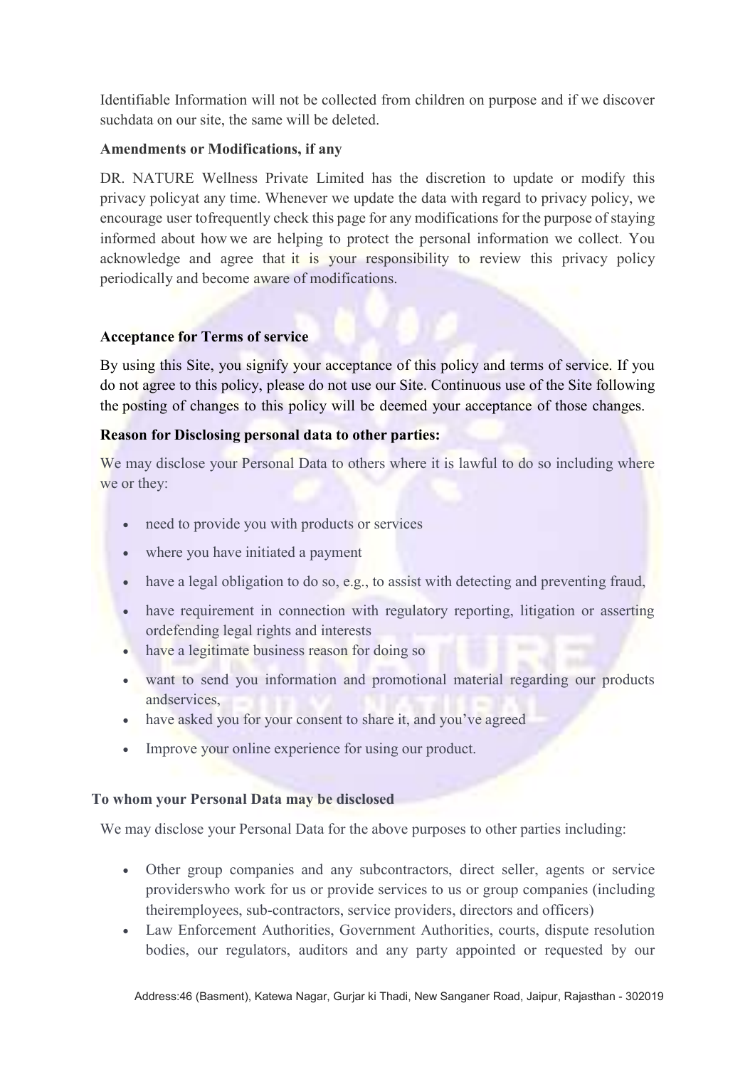Identifiable Information will not be collected from children on purpose and if we discover suchdata on our site, the same will be deleted.

**Amendments or Modifications, if any**

DR. NATURE Wellness Private Limited has the discretion to update or modify this privacy policyat any time. Whenever we update the data with regard to privacy policy, we encourage user tofrequently check this page for any modifications for the purpose of staying informed about how we are helping to protect the personal information we collect. You acknowledge and agree that it is your responsibility to review this privacy policy periodically and become aware of modifications.

**Acceptance for Terms of service**

By using this Site, you signify your acceptance of this policy and terms of service. If you do not agree to this policy, please do not use our Site. Continuous use of the Site following the posting of changes to this policy will be deemed your acceptance of those changes.

**Reason for Disclosing personal data to other parties:**

We may disclose your Personal Data to others where it is lawful to do so including where we or they:

- need to provide you with products or services
- where you have initiated a payment
- have a legal obligation to do so, e.g., to assist with detecting and preventing fraud,
- have requirement in connection with regulatory reporting, litigation or asserting ordefending legal rights and interests
- have a legitimate business reason for doing so
- want to send you information and promotional material regarding our products andservices,
- have asked you for your consent to share it, and you've agreed
- Improve your online experience for using our product.

**To whom your Personal Data may be disclosed**

We may disclose your Personal Data for the above purposes to other parties including:

- Other group companies and any subcontractors, direct seller, agents or service providerswho work for us or provide services to us or group companies (including theiremployees, sub-contractors, service providers, directors and officers)
- Law Enforcement Authorities, Government Authorities, courts, dispute resolution bodies, our regulators, auditors and any party appointed or requested by our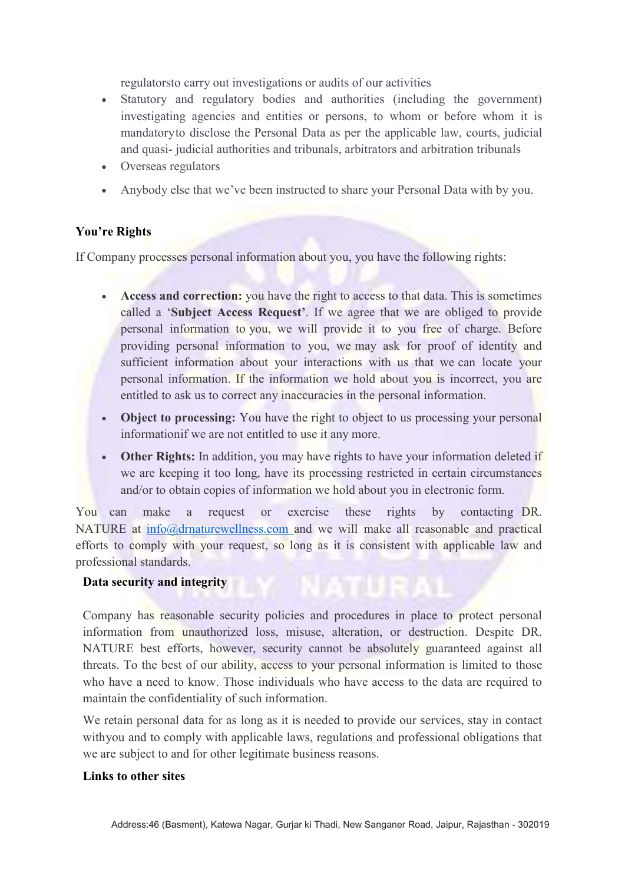regulatorsto carry out investigations or audits of our activities

- Statutory and regulatory bodies and authorities (including the government) investigating agencies and entities or persons, to whom or before whom it is mandatoryto disclose the Personal Data as per the applicable law, courts, judicial and quasi- judicial authorities and tribunals, arbitrators and arbitration tribunals
- Overseas regulators
- Anybody else that we've been instructed to share your Personal Data with by you.

**You're Rights**

If Company processes personal information about you, you have the following rights:

- **Access and correction:** you have the right to access to that data. This is sometimes called a '**Subject Access Request'**. If we agree that we are obliged to provide personal information to you, we will provide it to you free of charge. Before providing personal information to you, we may ask for proof of identity and sufficient information about your interactions with us that we can locate your personal information. If the information we hold about you is incorrect, you are entitled to ask us to correct any inaccuracies in the personal information.
- **Object to processing:** You have the right to object to us processing your personal informationif we are not entitled to use it any more.
- **Other Rights:** In addition, you may have rights to have your information deleted if we are keeping it too long, have its processing restricted in certain circumstances and/or to obtain copies of information we hold about you in electronic form.

You can make a request or exercise these rights by contacting DR. NATURE at info@drnaturewellness.com and we will make all reasonable and practical efforts to comply with your request, so long as it is consistent with applicable law and professional standards.

**Data security and integrity**

Company has reasonable security policies and procedures in place to protect personal information from unauthorized loss, misuse, alteration, or destruction. Despite DR. NATURE best efforts, however, security cannot be absolutely guaranteed against all threats. To the best of our ability, access to your personal information is limited to those who have a need to know. Those individuals who have access to the data are required to maintain the confidentiality of such information.

We retain personal data for as long as it is needed to provide our services, stay in contact withyou and to comply with applicable laws, regulations and professional obligations that we are subject to and for other legitimate business reasons.

**Links to other sites**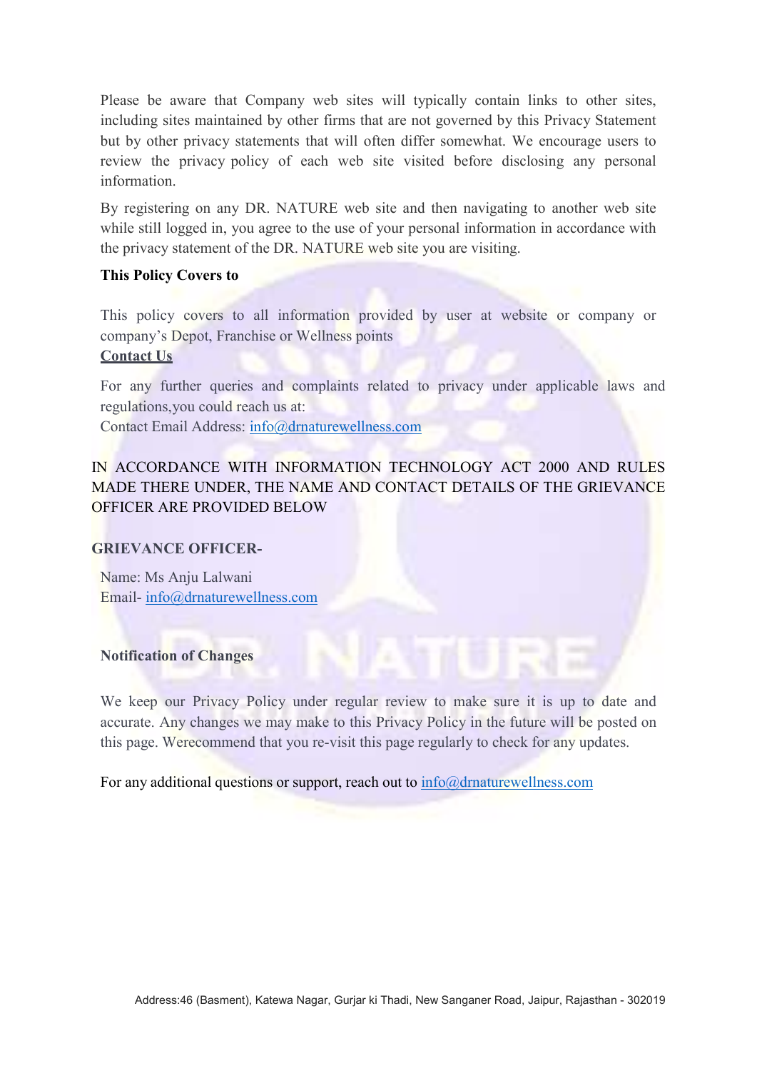Please be aware that Company web sites will typically contain links to other sites, including sites maintained by other firms that are not governed by this Privacy Statement but by other privacy statements that will often differ somewhat. We encourage users to review the privacy policy of each web site visited before disclosing any personal information.

By registering on any DR. NATURE web site and then navigating to another web site while still logged in, you agree to the use of your personal information in accordance with the privacy statement of the DR. NATURE web site you are visiting.

**This Policy Covers to**

This policy covers to all information provided by user at website or company or company's Depot, Franchise or Wellness points

**Contact Us**

For any further queries and complaints related to privacy under applicable laws and regulations,you could reach us at:
Contact Email Address: info@drnaturewellness.com

IN ACCORDANCE WITH INFORMATION TECHNOLOGY ACT 2000 AND RULES MADE THERE UNDER, THE NAME AND CONTACT DETAILS OF THE GRIEVANCE OFFICER ARE PROVIDED BELOW

**GRIEVANCE OFFICER-**

Name: Ms Anju Lalwani
Email- info@drnaturewellness.com

**Notification of Changes**

We keep our Privacy Policy under regular review to make sure it is up to date and accurate. Any changes we may make to this Privacy Policy in the future will be posted on this page. Werecommend that you re-visit this page regularly to check for any updates.

For any additional questions or support, reach out to info@drnaturewellness.com

Address:46 (Basment), Katewa Nagar, Gurjar ki Thadi, New Sanganer Road, Jaipur, Rajasthan - 302019